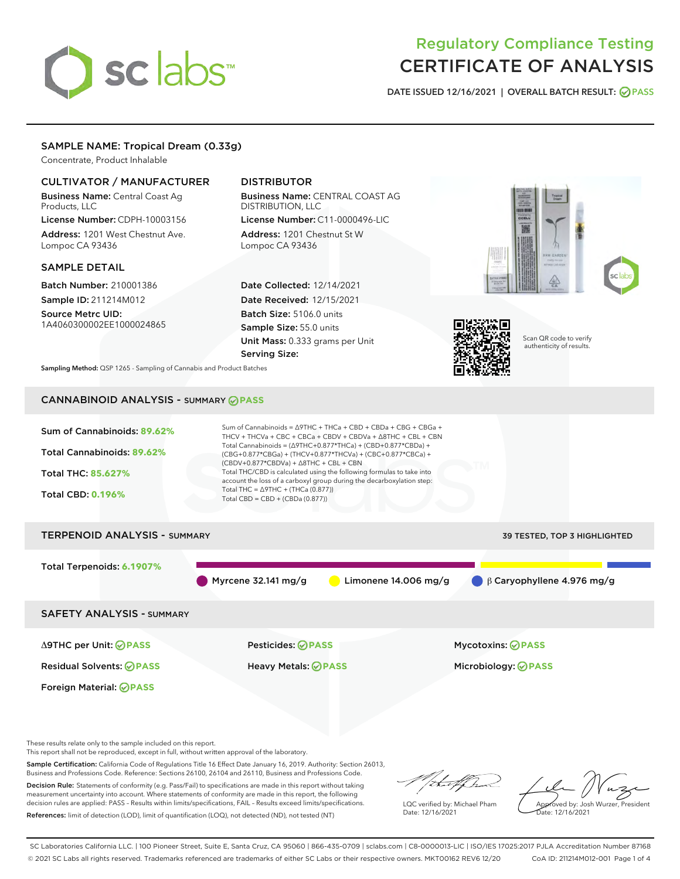# Regulatory Compliance Testing CERTIFICATE OF ANALYSIS

DATE ISSUED 12/16/2021 | OVERALL BATCH RESULT: PASS

## SAMPLE NAME: Tropical Dream (0.33g)

Concentrate, Product Inhalable

### CULTIVATOR / MANUFACTURER

Business Name: Central Coast Ag Products, LLC

License Number: CDPH-10003156

Address: 1201 West Chestnut Ave. Lompoc CA 93436

### DISTRIBUTOR

Business Name: CENTRAL COAST AG DISTRIBUTION, LLC

License Number: C11-0000496-LIC

Address: 1201 Chestnut St W Lompoc CA 93436

### SAMPLE DETAIL

Batch Number: 210001386

Sample ID: 211214M012

Source Metrc UID: 1A4060300002EE1000024865

Date Collected: 12/14/2021

Date Received: 12/15/2021

Batch Size: 5106.0 units

Sample Size: 55.0 units

Unit Mass: 0.333 grams per Unit

Serving Size:

Scan QR code to verify authenticity of results.

Sampling Method: QSP 1265 - Sampling of Cannabis and Product Batches

## CANNABINOID ANALYSIS - SUMMARY PASS

Sum of Cannabinoids: 89.62%

Total Cannabinoids: 89.62%

Total THC: 85.627%

Total CBD: 0.196%

Sum of Cannabinoids = Δ9THC + THCa + CBD + CBDa + CBG + CBGa + THCV + THCVa + CBC + CBCa + CBDV + CBDVa + Δ8THC + CBL + CBN

Total Cannabinoids = (Δ9THC+0.877*THCa) + (CBD+0.877*CBDa) + (CBG+0.877*CBGa) + (THCV+0.877*THCVa) + (CBC+0.877*CBCa) + (CBDV+0.877*CBDVa) + Δ8THC + CBL + CBN

Total THC/CBD is calculated using the following formulas to take into account the loss of a carboxyl group during the decarboxylation step:

Total THC = Δ9THC + (THCa (0.877))

Total CBD = CBD + (CBDa (0.877))

## TERPENOID ANALYSIS - SUMMARY

39 TESTED, TOP 3 HIGHLIGHTED

Total Terpenoids: 6.1907%

Myrcene 32.141 mg/g

Limonene 14.006 mg/g

β Caryophyllene 4.976 mg/g

## SAFETY ANALYSIS - SUMMARY

Δ9THC per Unit: PASS

Pesticides: PASS

Mycotoxins: PASS

Residual Solvents: PASS

Heavy Metals: PASS

Microbiology: PASS

Foreign Material: PASS

These results relate only to the sample included on this report.
This report shall not be reproduced, except in full, without written approval of the laboratory.

Sample Certification: California Code of Regulations Title 16 Effect Date January 16, 2019. Authority: Section 26013, Business and Professions Code. Reference: Sections 26100, 26104 and 26110, Business and Professions Code.

Decision Rule: Statements of conformity (e.g. Pass/Fail) to specifications are made in this report without taking measurement uncertainty into account. Where statements of conformity are made in this report, the following decision rules are applied: PASS - Results within limits/specifications, FAIL - Results exceed limits/specifications.

References: limit of detection (LOD), limit of quantification (LOQ), not detected (ND), not tested (NT)

LQC verified by: Michael Pham
Date: 12/16/2021

Approved by: Josh Wurzer, President
Date: 12/16/2021

SC Laboratories California LLC. | 100 Pioneer Street, Suite E, Santa Cruz, CA 95060 | 866-435-0709 | sclabs.com | C8-0000013-LIC | ISO/IES 17025:2017 PJLA Accreditation Number 87168

© 2021 SC Labs all rights reserved. Trademarks referenced are trademarks of either SC Labs or their respective owners. MKT00162 REV6 12/20 CoA ID: 211214M012-001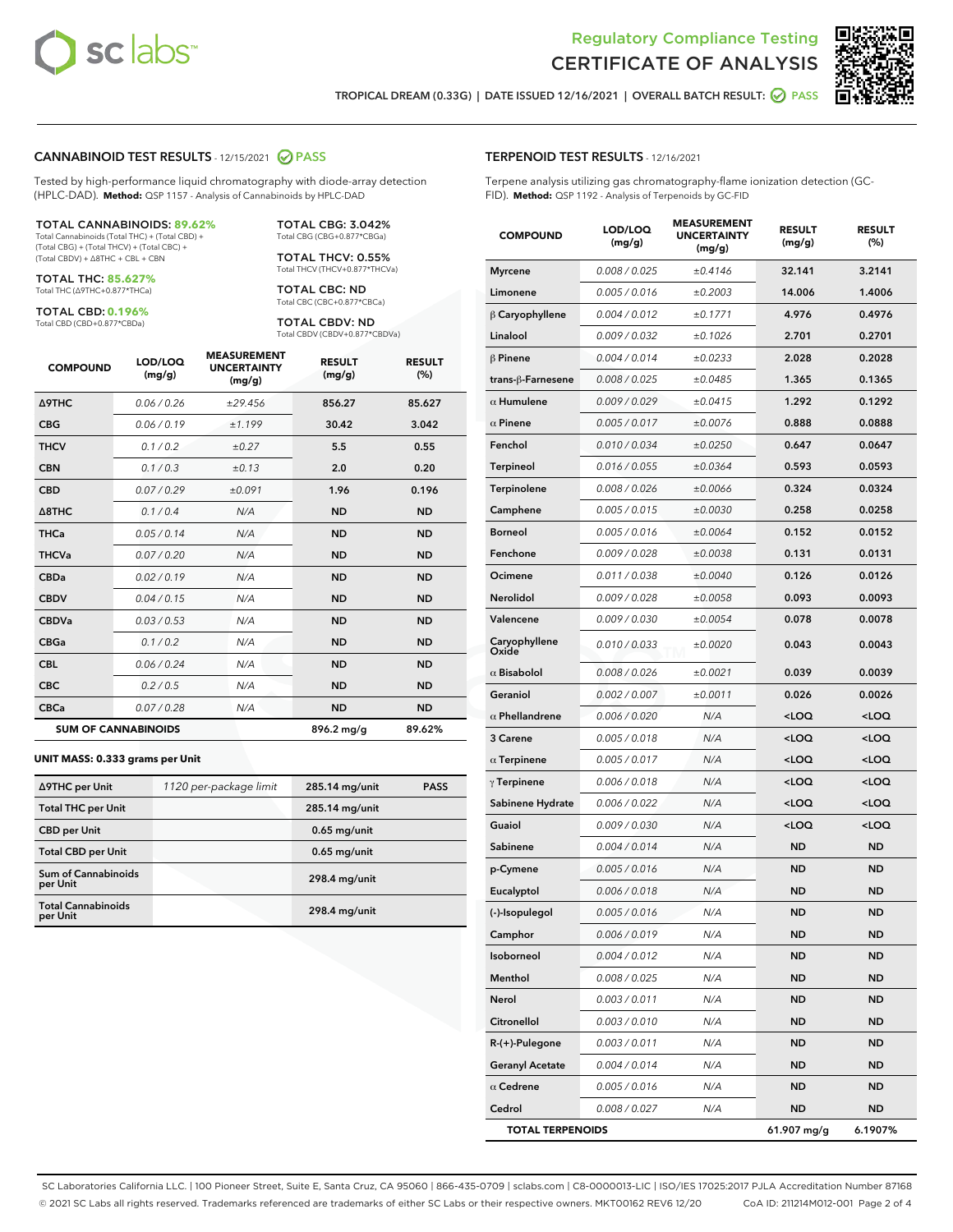# Regulatory Compliance Testing
## CERTIFICATE OF ANALYSIS

TROPICAL DREAM (0.33G) | DATE ISSUED 12/16/2021 | OVERALL BATCH RESULT: PASS

## CANNABINOID TEST RESULTS - 12/15/2021 PASS

Tested by high-performance liquid chromatography with diode-array detection (HPLC-DAD). **Method:** QSP 1157 - Analysis of Cannabinoids by HPLC-DAD

**TOTAL CANNABINOIDS: 89.62%**
Total Cannabinoids (Total THC) + (Total CBD) + (Total CBG) + (Total THCV) + (Total CBC) + (Total CBDV) + Δ8THC + CBL + CBN

**TOTAL THC: 85.627%**
Total THC (Δ9THC+0.877*THCa)

**TOTAL CBD: 0.196%**
Total CBD (CBD+0.877*CBDa)

**TOTAL CBG: 3.042%**
Total CBG (CBG+0.877*CBGa)

**TOTAL THCV: 0.55%**
Total THCV (THCV+0.877*THCVa)

**TOTAL CBC: ND**
Total CBC (CBC+0.877*CBCa)

**TOTAL CBDV: ND**
Total CBDV (CBDV+0.877*CBDVa)

| COMPOUND | LOD/LOQ (mg/g) | MEASUREMENT UNCERTAINTY (mg/g) | RESULT (mg/g) | RESULT (%) |
|---|---|---|---|---|
| Δ9THC | 0.06 / 0.26 | ±29.456 | 856.27 | 85.627 |
| CBG | 0.06 / 0.19 | ±1.199 | 30.42 | 3.042 |
| THCV | 0.1 / 0.2 | ±0.27 | 5.5 | 0.55 |
| CBN | 0.1 / 0.3 | ±0.13 | 2.0 | 0.20 |
| CBD | 0.07 / 0.29 | ±0.091 | 1.96 | 0.196 |
| Δ8THC | 0.1 / 0.4 | N/A | ND | ND |
| THCa | 0.05 / 0.14 | N/A | ND | ND |
| THCVa | 0.07 / 0.20 | N/A | ND | ND |
| CBDa | 0.02 / 0.19 | N/A | ND | ND |
| CBDV | 0.04 / 0.15 | N/A | ND | ND |
| CBDVa | 0.03 / 0.53 | N/A | ND | ND |
| CBGa | 0.1 / 0.2 | N/A | ND | ND |
| CBL | 0.06 / 0.24 | N/A | ND | ND |
| CBC | 0.2 / 0.5 | N/A | ND | ND |
| CBCa | 0.07 / 0.28 | N/A | ND | ND |
| **SUM OF CANNABINOIDS** | | | 896.2 mg/g | 89.62% |

**UNIT MASS: 0.333 grams per Unit**

| | | | |
|---|---|---|---|
| Δ9THC per Unit | 1120 per-package limit | 285.14 mg/unit | PASS |
| Total THC per Unit | | 285.14 mg/unit | |
| CBD per Unit | | 0.65 mg/unit | |
| Total CBD per Unit | | 0.65 mg/unit | |
| Sum of Cannabinoids per Unit | | 298.4 mg/unit | |
| Total Cannabinoids per Unit | | 298.4 mg/unit | |

## TERPENOID TEST RESULTS - 12/16/2021

Terpene analysis utilizing gas chromatography-flame ionization detection (GC-FID). **Method:** QSP 1192 - Analysis of Terpenoids by GC-FID

| COMPOUND | LOD/LOQ (mg/g) | MEASUREMENT UNCERTAINTY (mg/g) | RESULT (mg/g) | RESULT (%) |
|---|---|---|---|---|
| Myrcene | 0.008 / 0.025 | ±0.4146 | 32.141 | 3.2141 |
| Limonene | 0.005 / 0.016 | ±0.2003 | 14.006 | 1.4006 |
| β Caryophyllene | 0.004 / 0.012 | ±0.1771 | 4.976 | 0.4976 |
| Linalool | 0.009 / 0.032 | ±0.1026 | 2.701 | 0.2701 |
| β Pinene | 0.004 / 0.014 | ±0.0233 | 2.028 | 0.2028 |
| trans-β-Farnesene | 0.008 / 0.025 | ±0.0485 | 1.365 | 0.1365 |
| α Humulene | 0.009 / 0.029 | ±0.0415 | 1.292 | 0.1292 |
| α Pinene | 0.005 / 0.017 | ±0.0076 | 0.888 | 0.0888 |
| Fenchol | 0.010 / 0.034 | ±0.0250 | 0.647 | 0.0647 |
| Terpineol | 0.016 / 0.055 | ±0.0364 | 0.593 | 0.0593 |
| Terpinolene | 0.008 / 0.026 | ±0.0066 | 0.324 | 0.0324 |
| Camphene | 0.005 / 0.015 | ±0.0030 | 0.258 | 0.0258 |
| Borneol | 0.005 / 0.016 | ±0.0064 | 0.152 | 0.0152 |
| Fenchone | 0.009 / 0.028 | ±0.0038 | 0.131 | 0.0131 |
| Ocimene | 0.011 / 0.038 | ±0.0040 | 0.126 | 0.0126 |
| Nerolidol | 0.009 / 0.028 | ±0.0058 | 0.093 | 0.0093 |
| Valencene | 0.009 / 0.030 | ±0.0054 | 0.078 | 0.0078 |
| Caryophyllene Oxide | 0.010 / 0.033 | ±0.0020 | 0.043 | 0.0043 |
| α Bisabolol | 0.008 / 0.026 | ±0.0021 | 0.039 | 0.0039 |
| Geraniol | 0.002 / 0.007 | ±0.0011 | 0.026 | 0.0026 |
| α Phellandrene | 0.006 / 0.020 | N/A | <LOQ | <LOQ |
| 3 Carene | 0.005 / 0.018 | N/A | <LOQ | <LOQ |
| α Terpinene | 0.005 / 0.017 | N/A | <LOQ | <LOQ |
| γ Terpinene | 0.006 / 0.018 | N/A | <LOQ | <LOQ |
| Sabinene Hydrate | 0.006 / 0.022 | N/A | <LOQ | <LOQ |
| Guaiol | 0.009 / 0.030 | N/A | <LOQ | <LOQ |
| Sabinene | 0.004 / 0.014 | N/A | ND | ND |
| p-Cymene | 0.005 / 0.016 | N/A | ND | ND |
| Eucalyptol | 0.006 / 0.018 | N/A | ND | ND |
| (-)-Isopulegol | 0.005 / 0.016 | N/A | ND | ND |
| Camphor | 0.006 / 0.019 | N/A | ND | ND |
| Isoborneol | 0.004 / 0.012 | N/A | ND | ND |
| Menthol | 0.008 / 0.025 | N/A | ND | ND |
| Nerol | 0.003 / 0.011 | N/A | ND | ND |
| Citronellol | 0.003 / 0.010 | N/A | ND | ND |
| R-(+)-Pulegone | 0.003 / 0.011 | N/A | ND | ND |
| Geranyl Acetate | 0.004 / 0.014 | N/A | ND | ND |
| α Cedrene | 0.005 / 0.016 | N/A | ND | ND |
| Cedrol | 0.008 / 0.027 | N/A | ND | ND |
| **TOTAL TERPENOIDS** | | | 61.907 mg/g | 6.1907% |

SC Laboratories California LLC. | 100 Pioneer Street, Suite E, Santa Cruz, CA 95060 | 866-435-0709 | sclabs.com | C8-0000013-LIC | ISO/IES 17025:2017 PJLA Accreditation Number 87168
© 2021 SC Labs all rights reserved. Trademarks referenced are trademarks of either SC Labs or their respective owners. MKT00162 REV6 12/20 CoA ID: 211214M012-001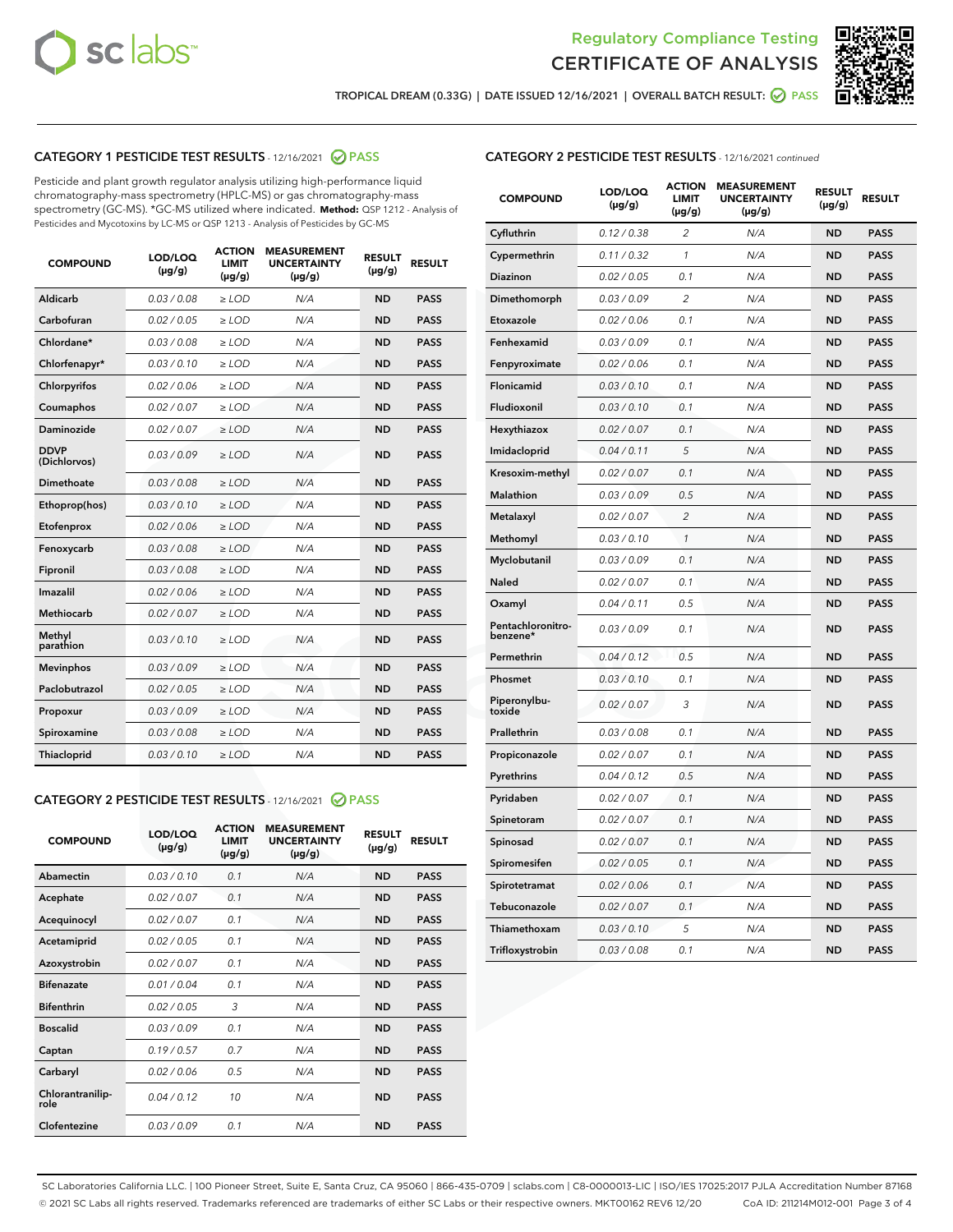Regulatory Compliance Testing
CERTIFICATE OF ANALYSIS

TROPICAL DREAM (0.33G) | DATE ISSUED 12/16/2021 | OVERALL BATCH RESULT: PASS

## CATEGORY 1 PESTICIDE TEST RESULTS - 12/16/2021 PASS

Pesticide and plant growth regulator analysis utilizing high-performance liquid chromatography-mass spectrometry (HPLC-MS) or gas chromatography-mass spectrometry (GC-MS). *GC-MS utilized where indicated. **Method:** QSP 1212 - Analysis of Pesticides and Mycotoxins by LC-MS or QSP 1213 - Analysis of Pesticides by GC-MS

| COMPOUND | LOD/LOQ (µg/g) | ACTION LIMIT (µg/g) | MEASUREMENT UNCERTAINTY (µg/g) | RESULT (µg/g) | RESULT |
|---|---|---|---|---|---|
| Aldicarb | 0.03 / 0.08 | ≥ LOD | N/A | ND | PASS |
| Carbofuran | 0.02 / 0.05 | ≥ LOD | N/A | ND | PASS |
| Chlordane* | 0.03 / 0.08 | ≥ LOD | N/A | ND | PASS |
| Chlorfenapyr* | 0.03 / 0.10 | ≥ LOD | N/A | ND | PASS |
| Chlorpyrifos | 0.02 / 0.06 | ≥ LOD | N/A | ND | PASS |
| Coumaphos | 0.02 / 0.07 | ≥ LOD | N/A | ND | PASS |
| Daminozide | 0.02 / 0.07 | ≥ LOD | N/A | ND | PASS |
| DDVP (Dichlorvos) | 0.03 / 0.09 | ≥ LOD | N/A | ND | PASS |
| Dimethoate | 0.03 / 0.08 | ≥ LOD | N/A | ND | PASS |
| Ethoprop(hos) | 0.03 / 0.10 | ≥ LOD | N/A | ND | PASS |
| Etofenprox | 0.02 / 0.06 | ≥ LOD | N/A | ND | PASS |
| Fenoxycarb | 0.03 / 0.08 | ≥ LOD | N/A | ND | PASS |
| Fipronil | 0.03 / 0.08 | ≥ LOD | N/A | ND | PASS |
| Imazalil | 0.02 / 0.06 | ≥ LOD | N/A | ND | PASS |
| Methiocarb | 0.02 / 0.07 | ≥ LOD | N/A | ND | PASS |
| Methyl parathion | 0.03 / 0.10 | ≥ LOD | N/A | ND | PASS |
| Mevinphos | 0.03 / 0.09 | ≥ LOD | N/A | ND | PASS |
| Paclobutrazol | 0.02 / 0.05 | ≥ LOD | N/A | ND | PASS |
| Propoxur | 0.03 / 0.09 | ≥ LOD | N/A | ND | PASS |
| Spiroxamine | 0.03 / 0.08 | ≥ LOD | N/A | ND | PASS |
| Thiacloprid | 0.03 / 0.10 | ≥ LOD | N/A | ND | PASS |

## CATEGORY 2 PESTICIDE TEST RESULTS - 12/16/2021 PASS

| COMPOUND | LOD/LOQ (µg/g) | ACTION LIMIT (µg/g) | MEASUREMENT UNCERTAINTY (µg/g) | RESULT (µg/g) | RESULT |
|---|---|---|---|---|---|
| Abamectin | 0.03 / 0.10 | 0.1 | N/A | ND | PASS |
| Acephate | 0.02 / 0.07 | 0.1 | N/A | ND | PASS |
| Acequinocyl | 0.02 / 0.07 | 0.1 | N/A | ND | PASS |
| Acetamiprid | 0.02 / 0.05 | 0.1 | N/A | ND | PASS |
| Azoxystrobin | 0.02 / 0.07 | 0.1 | N/A | ND | PASS |
| Bifenazate | 0.01 / 0.04 | 0.1 | N/A | ND | PASS |
| Bifenthrin | 0.02 / 0.05 | 3 | N/A | ND | PASS |
| Boscalid | 0.03 / 0.09 | 0.1 | N/A | ND | PASS |
| Captan | 0.19 / 0.57 | 0.7 | N/A | ND | PASS |
| Carbaryl | 0.02 / 0.06 | 0.5 | N/A | ND | PASS |
| Chlorantraniliprole | 0.04 / 0.12 | 10 | N/A | ND | PASS |
| Clofentezine | 0.03 / 0.09 | 0.1 | N/A | ND | PASS |
| Cyfluthrin | 0.12 / 0.38 | 2 | N/A | ND | PASS |
| Cypermethrin | 0.11 / 0.32 | 1 | N/A | ND | PASS |
| Diazinon | 0.02 / 0.05 | 0.1 | N/A | ND | PASS |
| Dimethomorph | 0.03 / 0.09 | 2 | N/A | ND | PASS |
| Etoxazole | 0.02 / 0.06 | 0.1 | N/A | ND | PASS |
| Fenhexamid | 0.03 / 0.09 | 0.1 | N/A | ND | PASS |
| Fenpyroximate | 0.02 / 0.06 | 0.1 | N/A | ND | PASS |
| Flonicamid | 0.03 / 0.10 | 0.1 | N/A | ND | PASS |
| Fludioxonil | 0.03 / 0.10 | 0.1 | N/A | ND | PASS |
| Hexythiazox | 0.02 / 0.07 | 0.1 | N/A | ND | PASS |
| Imidacloprid | 0.04 / 0.11 | 5 | N/A | ND | PASS |
| Kresoxim-methyl | 0.02 / 0.07 | 0.1 | N/A | ND | PASS |
| Malathion | 0.03 / 0.09 | 0.5 | N/A | ND | PASS |
| Metalaxyl | 0.02 / 0.07 | 2 | N/A | ND | PASS |
| Methomyl | 0.03 / 0.10 | 1 | N/A | ND | PASS |
| Myclobutanil | 0.03 / 0.09 | 0.1 | N/A | ND | PASS |
| Naled | 0.02 / 0.07 | 0.1 | N/A | ND | PASS |
| Oxamyl | 0.04 / 0.11 | 0.5 | N/A | ND | PASS |
| Pentachloronitrobenzene* | 0.03 / 0.09 | 0.1 | N/A | ND | PASS |
| Permethrin | 0.04 / 0.12 | 0.5 | N/A | ND | PASS |
| Phosmet | 0.03 / 0.10 | 0.1 | N/A | ND | PASS |
| Piperonylbutoxide | 0.02 / 0.07 | 3 | N/A | ND | PASS |
| Prallethrin | 0.03 / 0.08 | 0.1 | N/A | ND | PASS |
| Propiconazole | 0.02 / 0.07 | 0.1 | N/A | ND | PASS |
| Pyrethrins | 0.04 / 0.12 | 0.5 | N/A | ND | PASS |
| Pyridaben | 0.02 / 0.07 | 0.1 | N/A | ND | PASS |
| Spinetoram | 0.02 / 0.07 | 0.1 | N/A | ND | PASS |
| Spinosad | 0.02 / 0.07 | 0.1 | N/A | ND | PASS |
| Spiromesifen | 0.02 / 0.05 | 0.1 | N/A | ND | PASS |
| Spirotetramat | 0.02 / 0.06 | 0.1 | N/A | ND | PASS |
| Tebuconazole | 0.02 / 0.07 | 0.1 | N/A | ND | PASS |
| Thiamethoxam | 0.03 / 0.10 | 5 | N/A | ND | PASS |
| Trifloxystrobin | 0.03 / 0.08 | 0.1 | N/A | ND | PASS |

SC Laboratories California LLC. | 100 Pioneer Street, Suite E, Santa Cruz, CA 95060 | 866-435-0709 | sclabs.com | C8-0000013-LIC | ISO/IES 17025:2017 PJLA Accreditation Number 87168
© 2021 SC Labs all rights reserved. Trademarks referenced are trademarks of either SC Labs or their respective owners. MKT00162 REV6 12/20 CoA ID: 211214M012-001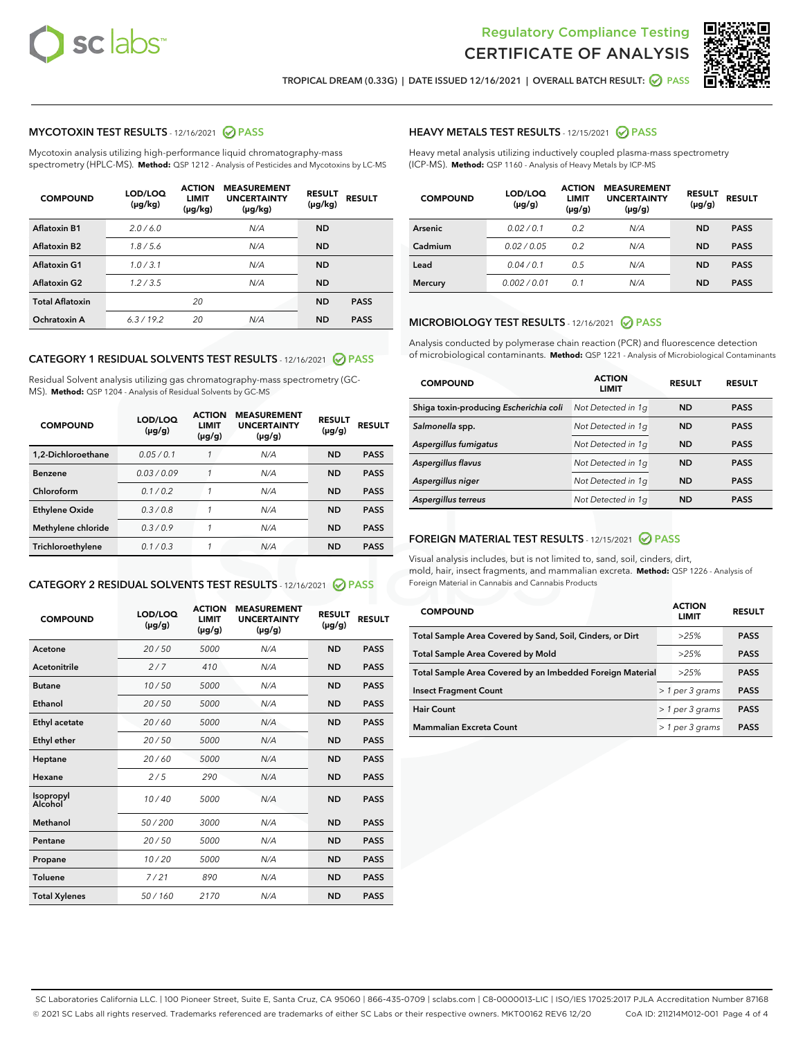Regulatory Compliance Testing
# CERTIFICATE OF ANALYSIS

TROPICAL DREAM (0.33G) | DATE ISSUED 12/16/2021 | OVERALL BATCH RESULT: PASS

## MYCOTOXIN TEST RESULTS - 12/16/2021 PASS

Mycotoxin analysis utilizing high-performance liquid chromatography-mass spectrometry (HPLC-MS). **Method:** QSP 1212 - Analysis of Pesticides and Mycotoxins by LC-MS

| COMPOUND | LOD/LOQ (µg/kg) | ACTION LIMIT (µg/kg) | MEASUREMENT UNCERTAINTY (µg/kg) | RESULT (µg/kg) | RESULT |
|---|---|---|---|---|---|
| Aflatoxin B1 | 2.0 / 6.0 | | N/A | ND | |
| Aflatoxin B2 | 1.8 / 5.6 | | N/A | ND | |
| Aflatoxin G1 | 1.0 / 3.1 | | N/A | ND | |
| Aflatoxin G2 | 1.2 / 3.5 | | N/A | ND | |
| Total Aflatoxin | | 20 | | ND | PASS |
| Ochratoxin A | 6.3 / 19.2 | 20 | N/A | ND | PASS |

## CATEGORY 1 RESIDUAL SOLVENTS TEST RESULTS - 12/16/2021 PASS

Residual Solvent analysis utilizing gas chromatography-mass spectrometry (GC-MS). **Method:** QSP 1204 - Analysis of Residual Solvents by GC-MS

| COMPOUND | LOD/LOQ (µg/g) | ACTION LIMIT (µg/g) | MEASUREMENT UNCERTAINTY (µg/g) | RESULT (µg/g) | RESULT |
|---|---|---|---|---|---|
| 1,2-Dichloroethane | 0.05 / 0.1 | 1 | N/A | ND | PASS |
| Benzene | 0.03 / 0.09 | 1 | N/A | ND | PASS |
| Chloroform | 0.1 / 0.2 | 1 | N/A | ND | PASS |
| Ethylene Oxide | 0.3 / 0.8 | 1 | N/A | ND | PASS |
| Methylene chloride | 0.3 / 0.9 | 1 | N/A | ND | PASS |
| Trichloroethylene | 0.1 / 0.3 | 1 | N/A | ND | PASS |

## CATEGORY 2 RESIDUAL SOLVENTS TEST RESULTS - 12/16/2021 PASS

| COMPOUND | LOD/LOQ (µg/g) | ACTION LIMIT (µg/g) | MEASUREMENT UNCERTAINTY (µg/g) | RESULT (µg/g) | RESULT |
|---|---|---|---|---|---|
| Acetone | 20 / 50 | 5000 | N/A | ND | PASS |
| Acetonitrile | 2 / 7 | 410 | N/A | ND | PASS |
| Butane | 10 / 50 | 5000 | N/A | ND | PASS |
| Ethanol | 20 / 50 | 5000 | N/A | ND | PASS |
| Ethyl acetate | 20 / 60 | 5000 | N/A | ND | PASS |
| Ethyl ether | 20 / 50 | 5000 | N/A | ND | PASS |
| Heptane | 20 / 60 | 5000 | N/A | ND | PASS |
| Hexane | 2 / 5 | 290 | N/A | ND | PASS |
| Isopropyl Alcohol | 10 / 40 | 5000 | N/A | ND | PASS |
| Methanol | 50 / 200 | 3000 | N/A | ND | PASS |
| Pentane | 20 / 50 | 5000 | N/A | ND | PASS |
| Propane | 10 / 20 | 5000 | N/A | ND | PASS |
| Toluene | 7 / 21 | 890 | N/A | ND | PASS |
| Total Xylenes | 50 / 160 | 2170 | N/A | ND | PASS |

## HEAVY METALS TEST RESULTS - 12/15/2021 PASS

Heavy metal analysis utilizing inductively coupled plasma-mass spectrometry (ICP-MS). **Method:** QSP 1160 - Analysis of Heavy Metals by ICP-MS

| COMPOUND | LOD/LOQ (µg/g) | ACTION LIMIT (µg/g) | MEASUREMENT UNCERTAINTY (µg/g) | RESULT (µg/g) | RESULT |
|---|---|---|---|---|---|
| Arsenic | 0.02 / 0.1 | 0.2 | N/A | ND | PASS |
| Cadmium | 0.02 / 0.05 | 0.2 | N/A | ND | PASS |
| Lead | 0.04 / 0.1 | 0.5 | N/A | ND | PASS |
| Mercury | 0.002 / 0.01 | 0.1 | N/A | ND | PASS |

## MICROBIOLOGY TEST RESULTS - 12/16/2021 PASS

Analysis conducted by polymerase chain reaction (PCR) and fluorescence detection of microbiological contaminants. **Method:** QSP 1221 - Analysis of Microbiological Contaminants

| COMPOUND | ACTION LIMIT | RESULT | RESULT |
|---|---|---|---|
| Shiga toxin-producing *Escherichia coli* | Not Detected in 1g | ND | PASS |
| *Salmonella* spp. | Not Detected in 1g | ND | PASS |
| *Aspergillus fumigatus* | Not Detected in 1g | ND | PASS |
| *Aspergillus flavus* | Not Detected in 1g | ND | PASS |
| *Aspergillus niger* | Not Detected in 1g | ND | PASS |
| *Aspergillus terreus* | Not Detected in 1g | ND | PASS |

## FOREIGN MATERIAL TEST RESULTS - 12/15/2021 PASS

Visual analysis includes, but is not limited to, sand, soil, cinders, dirt, mold, hair, insect fragments, and mammalian excreta. **Method:** QSP 1226 - Analysis of Foreign Material in Cannabis and Cannabis Products

| COMPOUND | ACTION LIMIT | RESULT |
|---|---|---|
| Total Sample Area Covered by Sand, Soil, Cinders, or Dirt | >25% | PASS |
| Total Sample Area Covered by Mold | >25% | PASS |
| Total Sample Area Covered by an Imbedded Foreign Material | >25% | PASS |
| Insect Fragment Count | > 1 per 3 grams | PASS |
| Hair Count | > 1 per 3 grams | PASS |
| Mammalian Excreta Count | > 1 per 3 grams | PASS |

SC Laboratories California LLC. | 100 Pioneer Street, Suite E, Santa Cruz, CA 95060 | 866-435-0709 | sclabs.com | C8-0000013-LIC | ISO/IES 17025:2017 PJLA Accreditation Number 87168
© 2021 SC Labs all rights reserved. Trademarks referenced are trademarks of either SC Labs or their respective owners. MKT00162 REV6 12/20 CoA ID: 211214M012-001